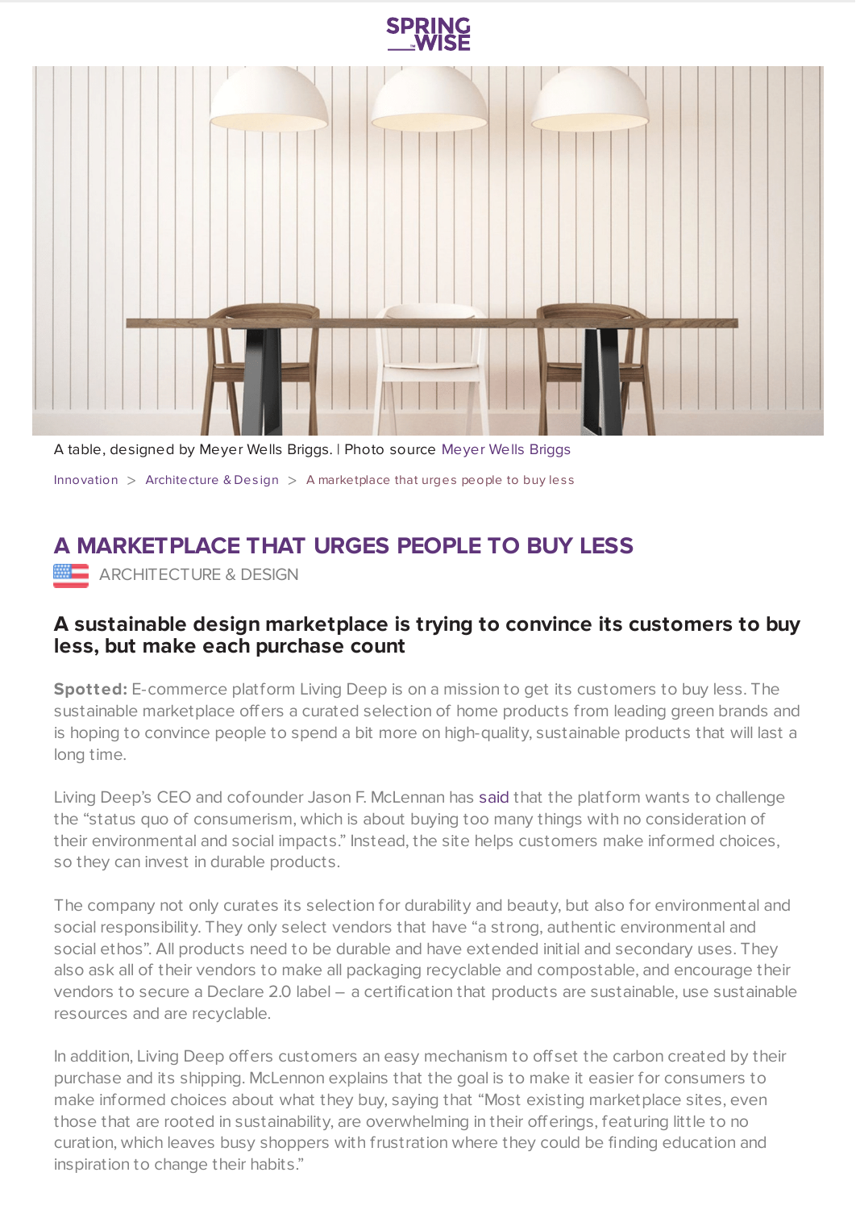A table, designed by Meyer Wells Briggs. | Photo source Meyer Wells Briggs

Innovation > Architecture & Design > A marketplace that urges people to buy less

# A MARKETPLACE THAT URGES PEOPLE TO BUY LESS

ARCHITECTURE & DESIGN

## A sustainable design marketplace is trying to convince its customers to buy less, but make each purchase count

**Spotted:** E-commerce platform Living Deep is on a mission to get its customers to buy less. The sustainable marketplace offers a curated selection of home products from leading green brands and is hoping to convince people to spend a bit more on high-quality, sustainable products that will last a long time.

Living Deep's CEO and cofounder Jason F. McLennan has said that the platform wants to challenge the "status quo of consumerism, which is about buying too many things with no consideration of their environmental and social impacts." Instead, the site helps customers make informed choices, so they can invest in durable products.

The company not only curates its selection for durability and beauty, but also for environmental and social responsibility. They only select vendors that have "a strong, authentic environmental and social ethos". All products need to be durable and have extended initial and secondary uses. They also ask all of their vendors to make all packaging recyclable and compostable, and encourage their vendors to secure a Declare 2.0 label – a certification that products are sustainable, use sustainable resources and are recyclable.

In addition, Living Deep offers customers an easy mechanism to offset the carbon created by their purchase and its shipping. McLennon explains that the goal is to make it easier for consumers to make informed choices about what they buy, saying that "Most existing marketplace sites, even those that are rooted in sustainability, are overwhelming in their offerings, featuring little to no curation, which leaves busy shoppers with frustration where they could be finding education and inspiration to change their habits."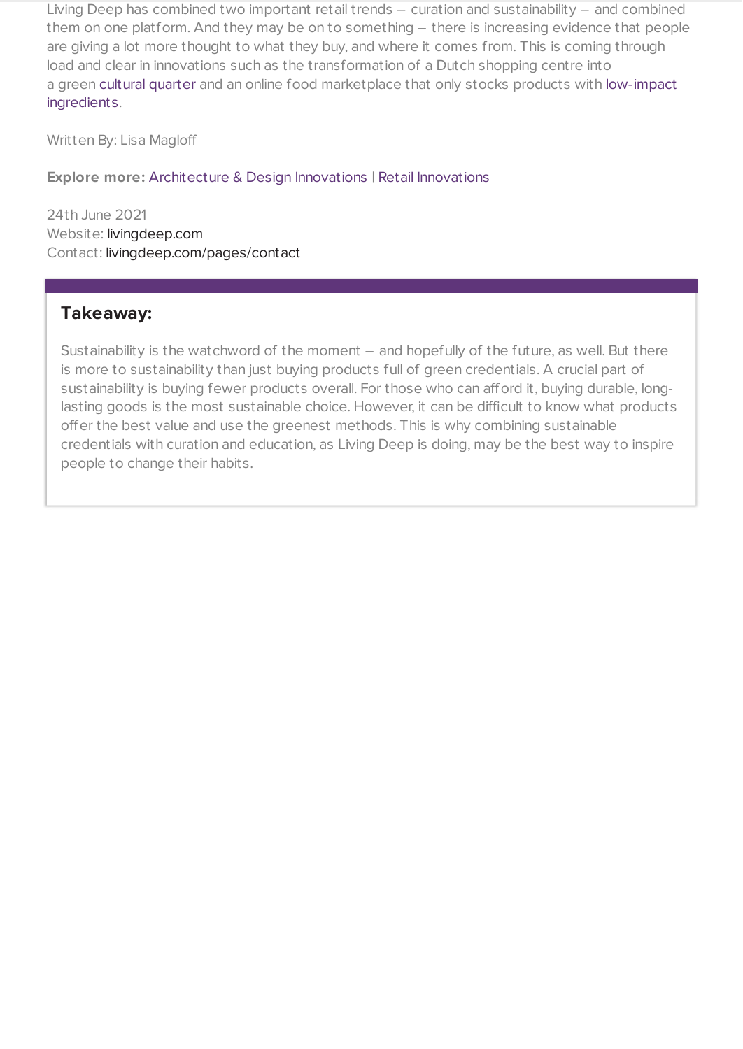Living Deep has combined two important retail trends – curation and sustainability – and combined them on one platform. And they may be on to something – there is increasing evidence that people are giving a lot more thought to what they buy, and where it comes from. This is coming through load and clear in innovations such as the transformation of a Dutch shopping centre into a green cultural quarter and an online food marketplace that only stocks products with low-impact ingredients.

Written By: Lisa Magloff

**Explore more:** Architecture & Design Innovations | Retail Innovations

24th June 2021
Website: livingdeep.com
Contact: livingdeep.com/pages/contact

## Takeaway:

Sustainability is the watchword of the moment – and hopefully of the future, as well. But there is more to sustainability than just buying products full of green credentials. A crucial part of sustainability is buying fewer products overall. For those who can afford it, buying durable, long-lasting goods is the most sustainable choice. However, it can be difficult to know what products offer the best value and use the greenest methods. This is why combining sustainable credentials with curation and education, as Living Deep is doing, may be the best way to inspire people to change their habits.